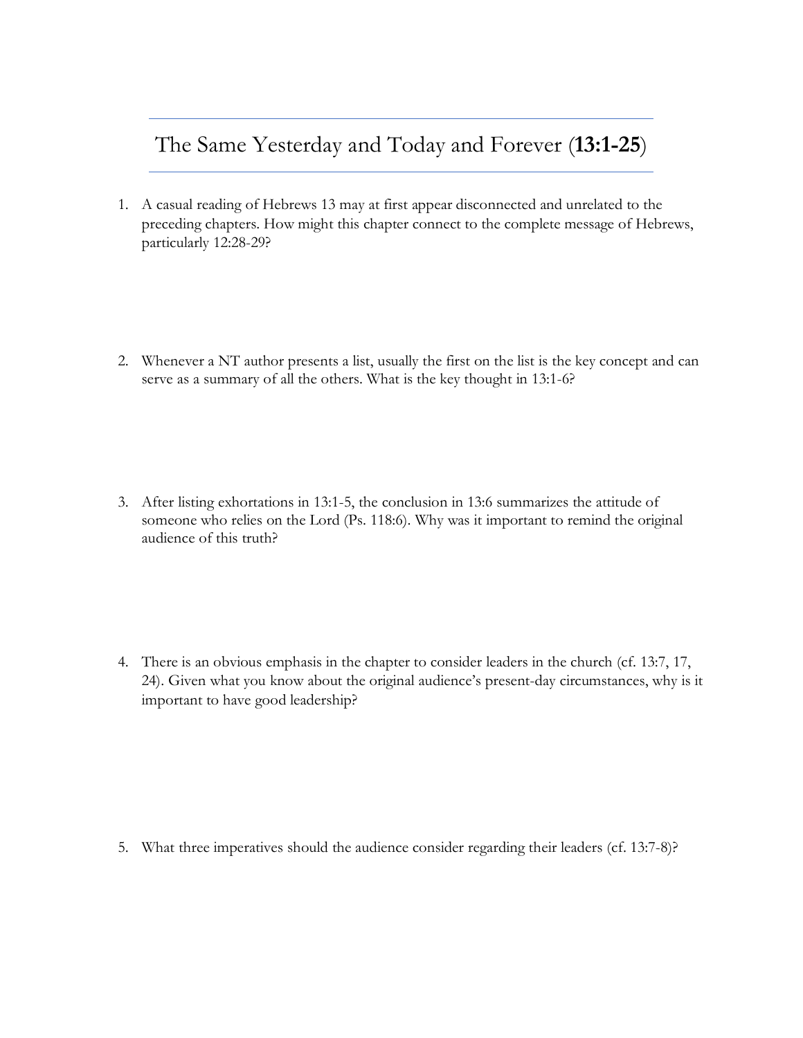# The Same Yesterday and Today and Forever (**13:1-25**)

1. A casual reading of Hebrews 13 may at first appear disconnected and unrelated to the preceding chapters. How might this chapter connect to the complete message of Hebrews, particularly 12:28-29?

2. Whenever a NT author presents a list, usually the first on the list is the key concept and can serve as a summary of all the others. What is the key thought in 13:1-6?

3. After listing exhortations in 13:1-5, the conclusion in 13:6 summarizes the attitude of someone who relies on the Lord (Ps. 118:6). Why was it important to remind the original audience of this truth?

4. There is an obvious emphasis in the chapter to consider leaders in the church (cf. 13:7, 17, 24). Given what you know about the original audience's present-day circumstances, why is it important to have good leadership?

5. What three imperatives should the audience consider regarding their leaders (cf. 13:7-8)?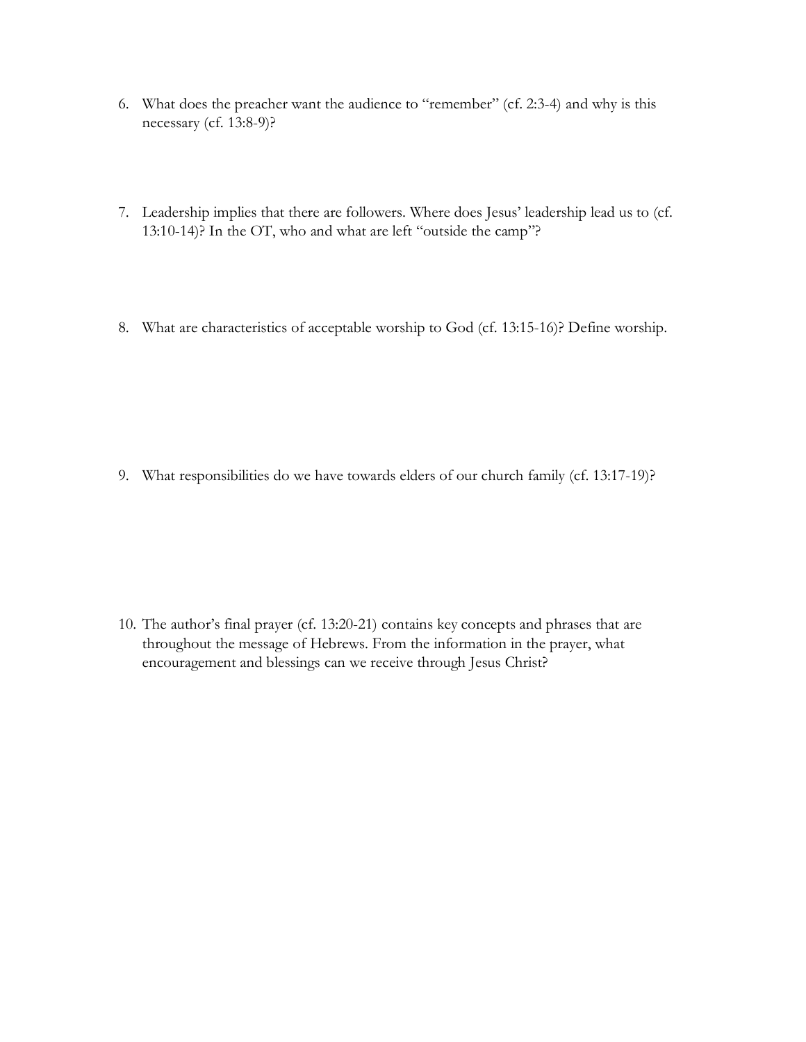6. What does the preacher want the audience to "remember" (cf. 2:3-4) and why is this necessary (cf. 13:8-9)?

7. Leadership implies that there are followers. Where does Jesus' leadership lead us to (cf. 13:10-14)? In the OT, who and what are left "outside the camp"?

8. What are characteristics of acceptable worship to God (cf. 13:15-16)? Define worship.

9. What responsibilities do we have towards elders of our church family (cf. 13:17-19)?

10. The author's final prayer (cf. 13:20-21) contains key concepts and phrases that are throughout the message of Hebrews. From the information in the prayer, what encouragement and blessings can we receive through Jesus Christ?